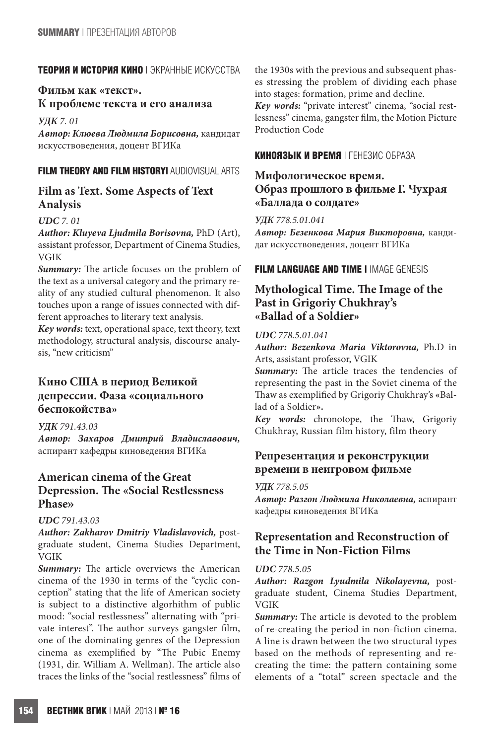**ТЕОРИЯ И ИСТОРИЯ КИНО** | ЭКРАННЫЕ ИСКУССТВА

## Фильм как «текст». К проблеме текста и его анализа

***УДК** 7. 01*

***Автор: Клюева Людмила Борисовна,*** кандидат искусствоведения, доцент ВГИКа

**FILM THEORY AND FILM HISTORY|** AUDIOVISUAL ARTS

## Film as Text. Some Aspects of Text Analysis

***UDC** 7. 01*

***Author: Kluyeva Ljudmila Borisovna,*** PhD (Art), assistant professor, Department of Cinema Studies, VGIK

***Summary:*** The article focuses on the problem of the text as a universal category and the primary reality of any studied cultural phenomenon. It also touches upon a range of issues connected with different approaches to literary text analysis.

***Key words:*** text, operational space, text theory, text methodology, structural analysis, discourse analysis, "new criticism"

## Кино США в период Великой депрессии. Фаза «социального беспокойства»

***УДК** 791.43.03*

***Автор: Захаров Дмитрий Владиславович,*** аспирант кафедры киноведения ВГИКа

## American cinema of the Great Depression. The «Social Restlessness Phase»

***UDC** 791.43.03*

***Author: Zakharov Dmitriy Vladislavovich,*** post-graduate student, Cinema Studies Department, VGIK

***Summary:*** The article overviews the American cinema of the 1930 in terms of the "cyclic conception" stating that the life of American society is subject to a distinctive algorhithm of public mood: "social restlessness" alternating with "private interest". The author surveys gangster film, one of the dominating genres of the Depression cinema as exemplified by "The Pubic Enemy (1931, dir. William A. Wellman). The article also traces the links of the "social restlessness" films of the 1930s with the previous and subsequent phases stressing the problem of dividing each phase into stages: formation, prime and decline.

***Key words:*** "private interest" cinema, "social restlessness" cinema, gangster film, the Motion Picture Production Code

**КИНОЯЗЫК И ВРЕМЯ** | ГЕНЕЗИС ОБРАЗА

## Мифологическое время. Образ прошлого в фильме Г. Чухрая «Баллада о солдате»

***УДК** 778.5.01.041*

***Автор: Безенкова Мария Викторовна,*** кандидат искусствоведения, доцент ВГИКа

**FILM LANGUAGE AND TIME |** IMAGE GENESIS

## Mythological Time. The Image of the Past in Grigoriy Chukhray's «Ballad of a Soldier»

***UDC** 778.5.01.041*

***Author: Bezenkova Maria Viktorovna,*** Ph.D in Arts, assistant professor, VGIK

***Summary:*** The article traces the tendencies of representing the past in the Soviet cinema of the Thaw as exemplified by Grigoriy Chukhray's «Ballad of a Soldier».

***Key words:*** chronotope, the Thaw, Grigoriy Chukhray, Russian film history, film theory

## Репрезентация и реконструкции времени в неигровом фильме

***УДК** 778.5.05*

***Автор: Разгон Людмила Николаевна,*** аспирант кафедры киноведения ВГИКа

## Representation and Reconstruction of the Time in Non-Fiction Films

***UDC** 778.5.05*

***Author: Razgon Lyudmila Nikolayevna,*** post-graduate student, Cinema Studies Department, VGIK

***Summary:*** The article is devoted to the problem of re-creating the period in non-fiction cinema. A line is drawn between the two structural types based on the methods of representing and re-creating the time: the pattern containing some elements of a "total" screen spectacle and the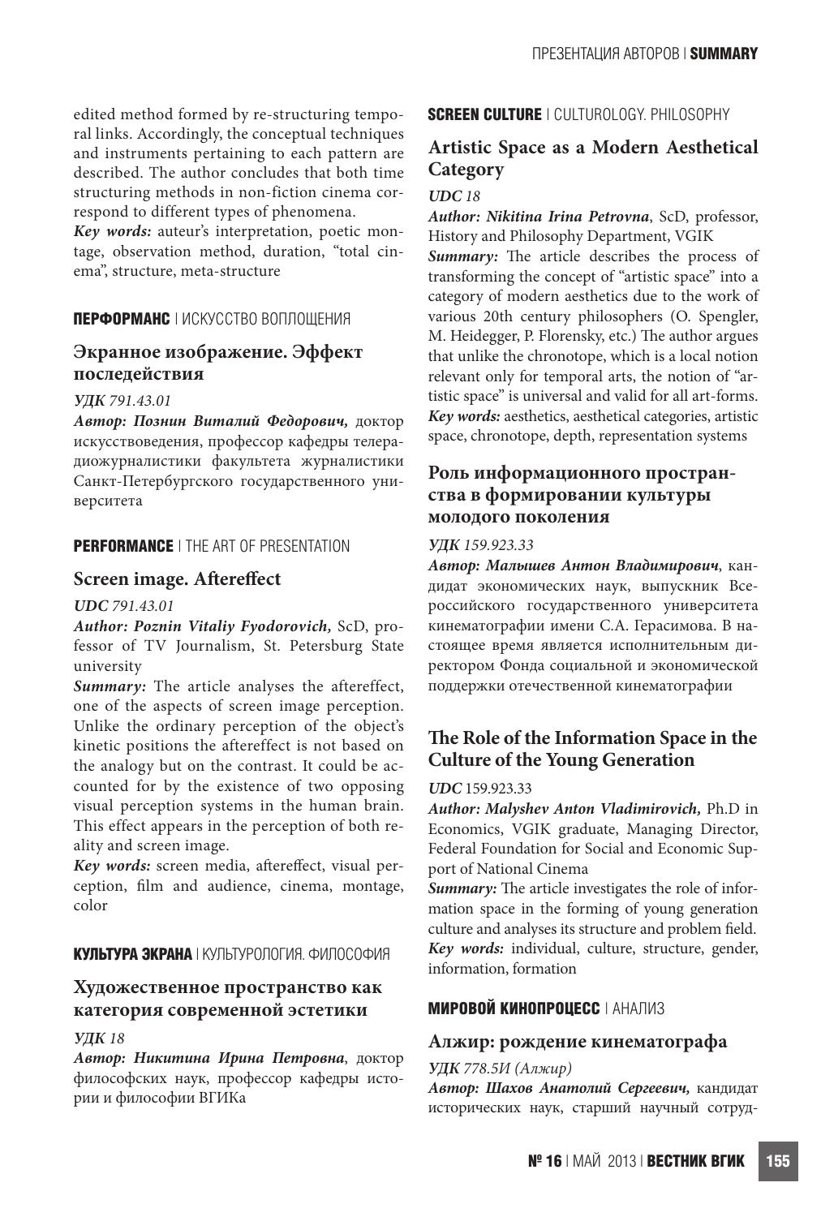edited method formed by re-structuring temporal links. Accordingly, the conceptual techniques and instruments pertaining to each pattern are described. The author concludes that both time structuring methods in non-fiction cinema correspond to different types of phenomena.

*Key words:* auteur's interpretation, poetic montage, observation method, duration, "total cinema", structure, meta-structure

**ПЕРФОРМАНС** | ИСКУССТВО ВОПЛОЩЕНИЯ

## Экранное изображение. Эффект последействия

*УДК 791.43.01*

***Автор: Познин Виталий Федорович,*** доктор искусствоведения, профессор кафедры телерадиожурналистики факультета журналистики Санкт-Петербургского государственного университета

**PERFORMANCE** | THE ART OF PRESENTATION

## Screen image. Aftereffect

*UDC 791.43.01*

***Author: Poznin Vitaliy Fyodorovich,*** ScD, professor of TV Journalism, St. Petersburg State university

***Summary:*** The article analyses the aftereffect, one of the aspects of screen image perception. Unlike the ordinary perception of the object's kinetic positions the aftereffect is not based on the analogy but on the contrast. It could be accounted for by the existence of two opposing visual perception systems in the human brain. This effect appears in the perception of both reality and screen image.

***Key words:*** screen media, aftereffect, visual perception, film and audience, cinema, montage, color

**КУЛЬТУРА ЭКРАНА** | КУЛЬТУРОЛОГИЯ. ФИЛОСОФИЯ

## Художественное пространство как категория современной эстетики

*УДК 18*

***Автор: Никитина Ирина Петровна***, доктор философских наук, профессор кафедры истории и философии ВГИКа

**SCREEN CULTURE** | CULTUROLOGY. PHILOSOPHY

## Artistic Space as a Modern Aesthetical Category

*UDC 18*

***Author: Nikitina Irina Petrovna***, ScD, professor, History and Philosophy Department, VGIK

***Summary:*** The article describes the process of transforming the concept of "artistic space" into a category of modern aesthetics due to the work of various 20th century philosophers (O. Spengler, M. Heidegger, P. Florensky, etc.) The author argues that unlike the chronotope, which is a local notion relevant only for temporal arts, the notion of "artistic space" is universal and valid for all art-forms.

***Key words:*** aesthetics, aesthetical categories, artistic space, chronotope, depth, representation systems

## Роль информационного пространства в формировании культуры молодого поколения

*УДК 159.923.33*

***Автор: Малышев Антон Владимирович***, кандидат экономических наук, выпускник Всероссийского государственного университета кинематографии имени С.А. Герасимова. В настоящее время является исполнительным директором Фонда социальной и экономической поддержки отечественной кинематографии

## The Role of the Information Space in the Culture of the Young Generation

***UDC*** 159.923.33

***Author: Malyshev Anton Vladimirovich,*** Ph.D in Economics, VGIK graduate, Managing Director, Federal Foundation for Social and Economic Support of National Cinema

***Summary:*** The article investigates the role of information space in the forming of young generation culture and analyses its structure and problem field.

***Key words:*** individual, culture, structure, gender, information, formation

**МИРОВОЙ КИНОПРОЦЕСС** | АНАЛИЗ

## Алжир: рождение кинематографа

*УДК 778.5И (Алжир)*

***Автор: Шахов Анатолий Сергеевич,*** кандидат исторических наук, старший научный сотруд-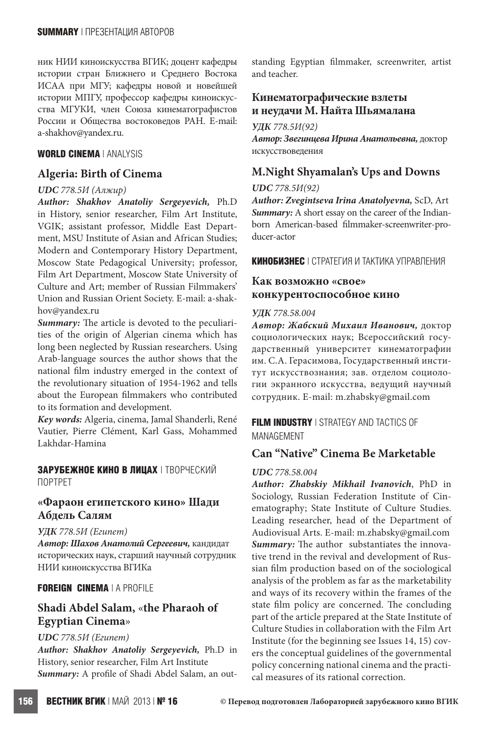ник НИИ киноискусства ВГИК; доцент кафедры истории стран Ближнего и Среднего Востока ИСАА при МГУ; кафедры новой и новейшей истории МПГУ, профессор кафедры киноискусства МГУКИ, член Союза кинематографистов России и Общества востоковедов РАН. E-mail: a-shakhov@yandex.ru.

**WORLD CINEMA** | ANALYSIS

## Algeria: Birth of Cinema

***UDC** 778.5И (Алжир)*

***Author: Shakhov Anatoliy Sergeyevich,*** Ph.D in History, senior researcher, Film Art Institute, VGIK; assistant professor, Middle East Department, MSU Institute of Asian and African Studies; Modern and Contemporary History Department, Moscow State Pedagogical University; professor, Film Art Department, Moscow State University of Culture and Art; member of Russian Filmmakers' Union and Russian Orient Society. E-mail: a-shakhov@yandex.ru

***Summary:*** The article is devoted to the peculiarities of the origin of Algerian cinema which has long been neglected by Russian researchers. Using Arab-language sources the author shows that the national film industry emerged in the context of the revolutionary situation of 1954-1962 and tells about the European filmmakers who contributed to its formation and development.

***Key words:*** Algeria, cinema, Jamal Shanderli, René Vautier, Pierre Clément, Karl Gass, Mohammed Lakhdar-Hamina

**ЗАРУБЕЖНОЕ КИНО В ЛИЦАХ** | ТВОРЧЕСКИЙ ПОРТРЕТ

## «Фараон египетского кино» Шади Абдель Салям

***УДК** 778.5И (Египет)*

***Автор: Шахов Анатолий Сергеевич,*** кандидат исторических наук, старший научный сотрудник НИИ киноискусства ВГИКа

**FOREIGN CINEMA** | A PROFILE

## Shadi Abdel Salam, «the Pharaoh of Egyptian Cinema»

***UDC** 778.5И (Египет)*

***Author: Shakhov Anatoliy Sergeyevich,*** Ph.D in History, senior researcher, Film Art Institute

***Summary:*** A profile of Shadi Abdel Salam, an outstanding Egyptian filmmaker, screenwriter, artist and teacher.

## Кинематографические взлеты и неудачи М. Найта Шьямалана

***УДК** 778.5И(92)*

***Автор: Звегинцева Ирина Анатольевна,*** доктор искусствоведения

## M.Night Shyamalan's Ups and Downs

***UDC** 778.5И(92)*

***Author: Zvegintseva Irina Anatolyevna,*** ScD, Art

***Summary:*** A short essay on the career of the Indian-born American-based filmmaker-screenwriter-producer-actor

**КИНОБИЗНЕС** | СТРАТЕГИЯ И ТАКТИКА УПРАВЛЕНИЯ

## Как возможно «свое» конкурентоспособное кино

***УДК** 778.58.004*

***Автор: Жабский Михаил Иванович,*** доктор социологических наук; Всероссийский государственный университет кинематографии им. С.А. Герасимова, Государственный институт искусствознания; зав. отделом социологии экранного искусства, ведущий научный сотрудник. E-mail: m.zhabsky@gmail.com

**FILM INDUSTRY** | STRATEGY AND TACTICS OF MANAGEMENT

## Can "Native" Cinema Be Marketable

***UDC** 778.58.004*

***Author: Zhabskiy Mikhail Ivanovich***, PhD in Sociology, Russian Federation Institute of Cinematography; State Institute of Culture Studies. Leading researcher, head of the Department of Audiovisual Arts. E-mail: m.zhabsky@gmail.com

***Summary:*** The author substantiates the innovative trend in the revival and development of Russian film production based on of the sociological analysis of the problem as far as the marketability and ways of its recovery within the frames of the state film policy are concerned. The concluding part of the article prepared at the State Institute of Culture Studies in collaboration with the Film Art Institute (for the beginning see Issues 14, 15) covers the conceptual guidelines of the governmental policy concerning national cinema and the practical measures of its rational correction.

© Перевод подготовлен Лабораторией зарубежного кино ВГИК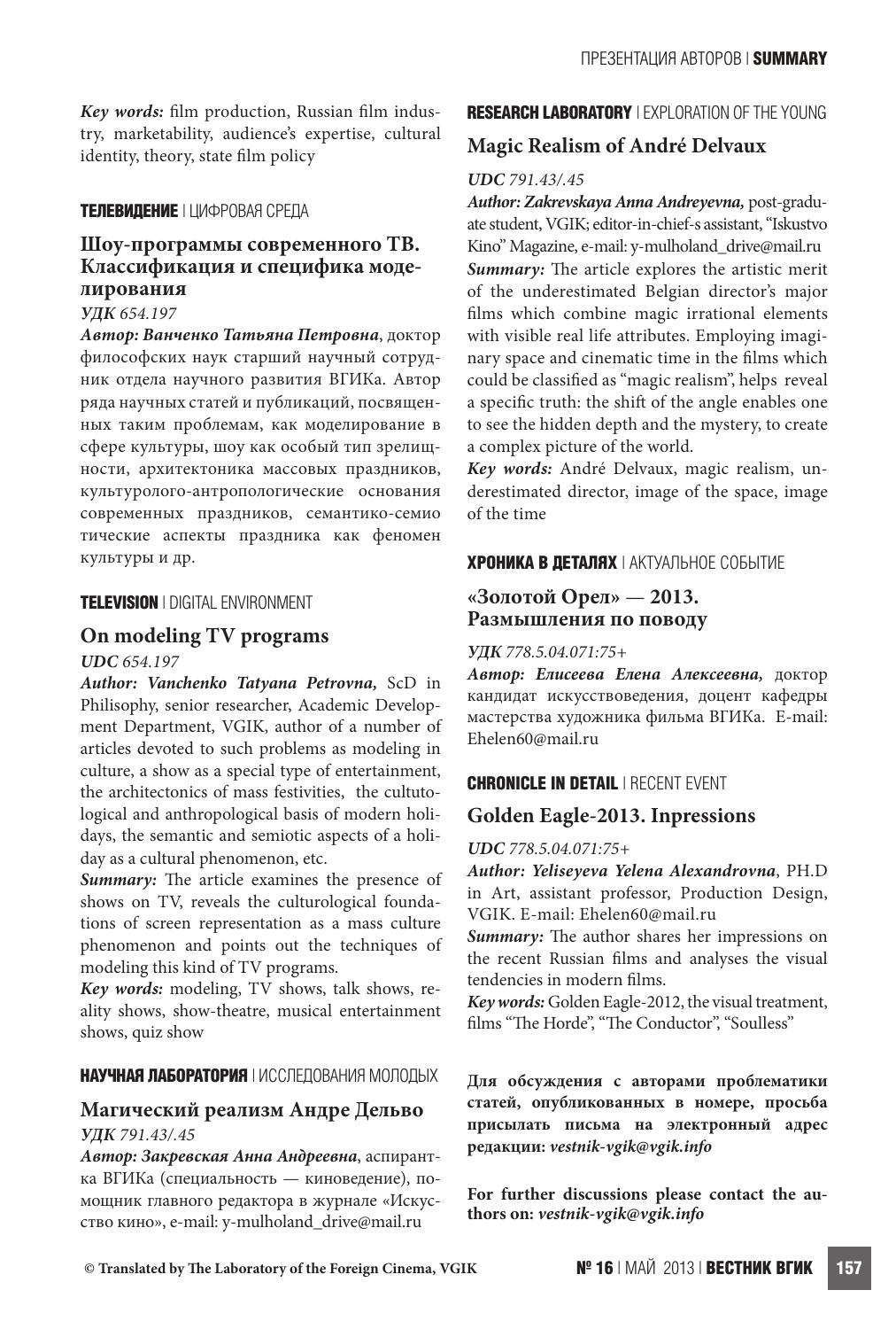*Key words:* film production, Russian film industry, marketability, audience's expertise, cultural identity, theory, state film policy

**ТЕЛЕВИДЕНИЕ** | ЦИФРОВАЯ СРЕДА

## Шоу-программы современного ТВ. Классификация и специфика моделирования

*УДК 654.197*

***Автор: Ванченко Татьяна Петровна***, доктор философских наук старший научный сотрудник отдела научного развития ВГИКа. Автор ряда научных статей и публикаций, посвященных таким проблемам, как моделирование в сфере культуры, шоу как особый тип зрелищности, архитектоника массовых праздников, культуролого-антропологические основания современных праздников, семантико-семио тические аспекты праздника как феномен культуры и др.

**TELEVISION** | DIGITAL ENVIRONMENT

## On modeling TV programs

***UDC*** *654.197*

***Author: Vanchenko Tatyana Petrovna,*** ScD in Philisophy, senior researcher, Academic Development Department, VGIK, author of a number of articles devoted to such problems as modeling in culture, a show as a special type of entertainment, the architectonics of mass festivities, the cultutological and anthropological basis of modern holidays, the semantic and semiotic aspects of a holiday as a cultural phenomenon, etc.

***Summary:*** The article examines the presence of shows on TV, reveals the culturological foundations of screen representation as a mass culture phenomenon and points out the techniques of modeling this kind of TV programs.

***Key words:*** modeling, TV shows, talk shows, reality shows, show-theatre, musical entertainment shows, quiz show

**НАУЧНАЯ ЛАБОРАТОРИЯ** | ИССЛЕДОВАНИЯ МОЛОДЫХ

## Магический реализм Андре Дельво

*УДК 791.43/.45*

***Автор: Закревская Анна Андреевна***, аспирантка ВГИКа (специальность — киноведение), помощник главного редактора в журнале «Искусство кино», e-mail: y-mulholand_drive@mail.ru

**RESEARCH LABORATORY** | EXPLORATION OF THE YOUNG

## Magic Realism of André Delvaux

***UDC*** *791.43/.45*

***Author: Zakrevskaya Anna Andreyevna,*** post-graduate student, VGIK; editor-in-chief-s assistant, "Iskustvo Kino" Magazine, e-mail: y-mulholand_drive@mail.ru

***Summary:*** The article explores the artistic merit of the underestimated Belgian director's major films which combine magic irrational elements with visible real life attributes. Employing imaginary space and cinematic time in the films which could be classified as "magic realism", helps reveal a specific truth: the shift of the angle enables one to see the hidden depth and the mystery, to create a complex picture of the world.

***Key words:*** André Delvaux, magic realism, underestimated director, image of the space, image of the time

**ХРОНИКА В ДЕТАЛЯХ** | АКТУАЛЬНОЕ СОБЫТИЕ

## «Золотой Орел» — 2013. Размышления по поводу

***УДК*** *778.5.04.071:75+*

***Автор: Елисеева Елена Алексеевна,*** доктор кандидат искусствоведения, доцент кафедры мастерства художника фильма ВГИКа. E-mail: Ehelen60@mail.ru

**CHRONICLE IN DETAIL** | RECENT EVENT

## Golden Eagle-2013. Inpressions

***UDC*** *778.5.04.071:75+*

***Author: Yeliseyeva Yelena Alexandrovna***, PH.D in Art, assistant professor, Production Design, VGIK. E-mail: Ehelen60@mail.ru

***Summary:*** The author shares her impressions on the recent Russian films and analyses the visual tendencies in modern films.

***Key words:*** Golden Eagle-2012, the visual treatment, films "The Horde", "The Conductor", "Soulless"

**Для обсуждения с авторами проблематики статей, опубликованных в номере, просьба присылать письма на электронный адрес редакции: *vestnik-vgik@vgik.info***

**For further discussions please contact the authors on: *vestnik-vgik@vgik.info***

**© Translated by The Laboratory of the Foreign Cinema, VGIK**